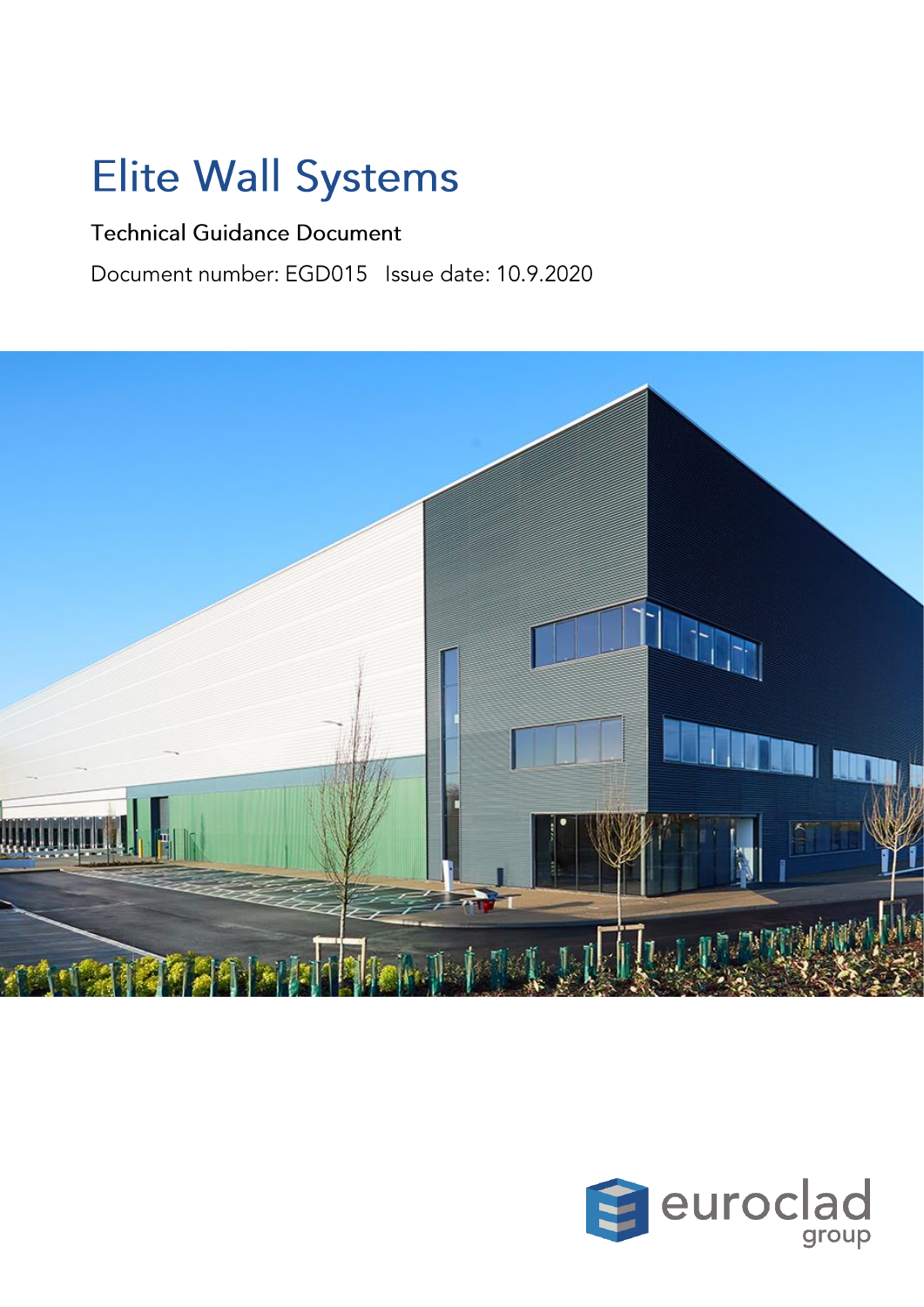# Elite Wall Systems

Technical Guidance Document

Document number: EGD015   Issue date: 10.9.2020

euroclad group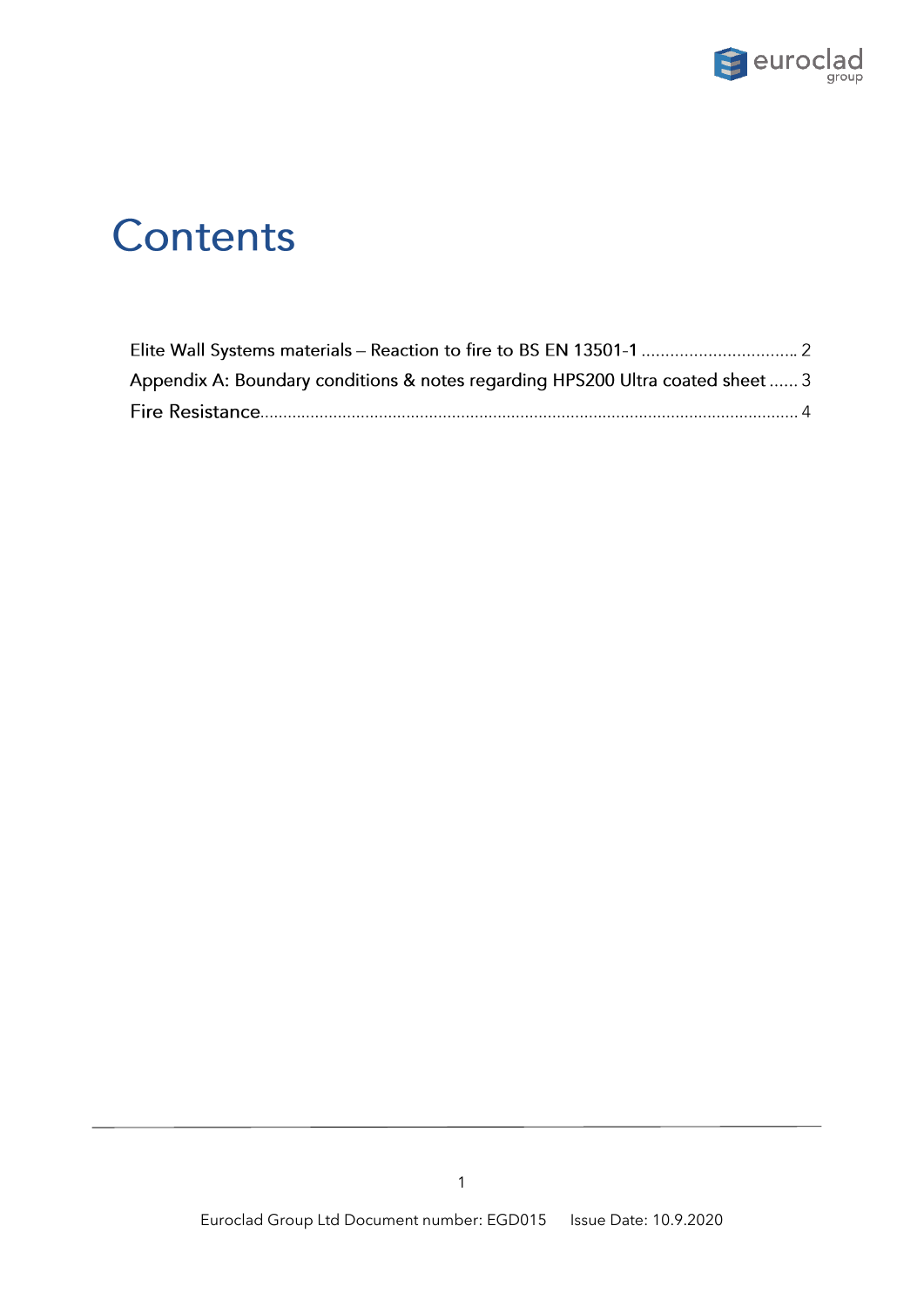# Contents

Elite Wall Systems materials – Reaction to fire to BS EN 13501-1 ................................. 2

Appendix A: Boundary conditions & notes regarding HPS200 Ultra coated sheet ...... 3

Fire Resistance.................................................................................................................... 4

Euroclad Group Ltd Document number: EGD015 Issue Date: 10.9.2020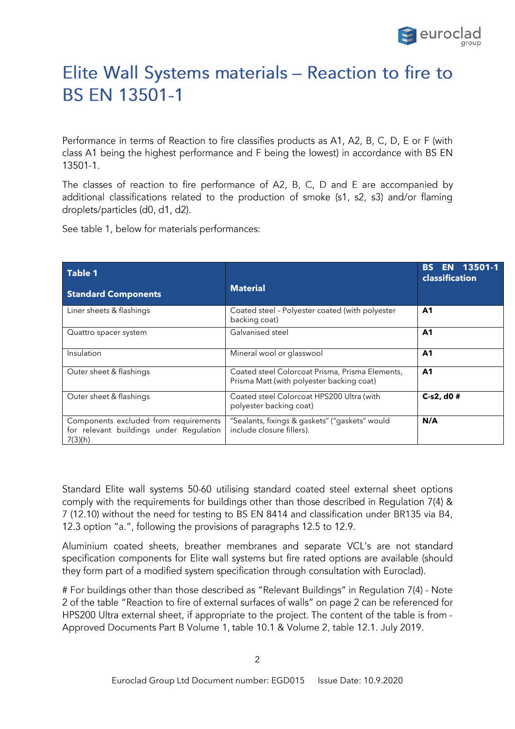# Elite Wall Systems materials – Reaction to fire to BS EN 13501-1

Performance in terms of Reaction to fire classifies products as A1, A2, B, C, D, E or F (with class A1 being the highest performance and F being the lowest) in accordance with BS EN 13501-1.

The classes of reaction to fire performance of A2, B, C, D and E are accompanied by additional classifications related to the production of smoke (s1, s2, s3) and/or flaming droplets/particles (d0, d1, d2).

See table 1, below for materials performances:

| **Table 1**<br><br>**Standard Components** | **Material** | **BS EN 13501-1 classification** |
|---|---|---|
| Liner sheets & flashings | Coated steel – Polyester coated (with polyester backing coat) | **A1** |
| Quattro spacer system | Galvanised steel | **A1** |
| Insulation | Mineral wool or glasswool | **A1** |
| Outer sheet & flashings | Coated steel Colorcoat Prisma, Prisma Elements, Prisma Matt (with polyester backing coat) | **A1** |
| Outer sheet & flashings | Coated steel Colorcoat HPS200 Ultra (with polyester backing coat) | **C-s2, d0 #** |
| Components excluded from requirements for relevant buildings under Regulation 7(3)(h) | "Sealants, fixings & gaskets" ("gaskets" would include closure fillers). | **N/A** |

Standard Elite wall systems 50-60 utilising standard coated steel external sheet options comply with the requirements for buildings other than those described in Regulation 7(4) & 7 (12.10) without the need for testing to BS EN 8414 and classification under BR135 via B4, 12.3 option "a.", following the provisions of paragraphs 12.5 to 12.9.

Aluminium coated sheets, breather membranes and separate VCL's are not standard specification components for Elite wall systems but fire rated options are available (should they form part of a modified system specification through consultation with Euroclad).

# For buildings other than those described as "Relevant Buildings" in Regulation 7(4) - Note 2 of the table "Reaction to fire of external surfaces of walls" on page 2 can be referenced for HPS200 Ultra external sheet, if appropriate to the project. The content of the table is from - Approved Documents Part B Volume 1, table 10.1 & Volume 2, table 12.1. July 2019.

Euroclad Group Ltd Document number: EGD015 Issue Date: 10.9.2020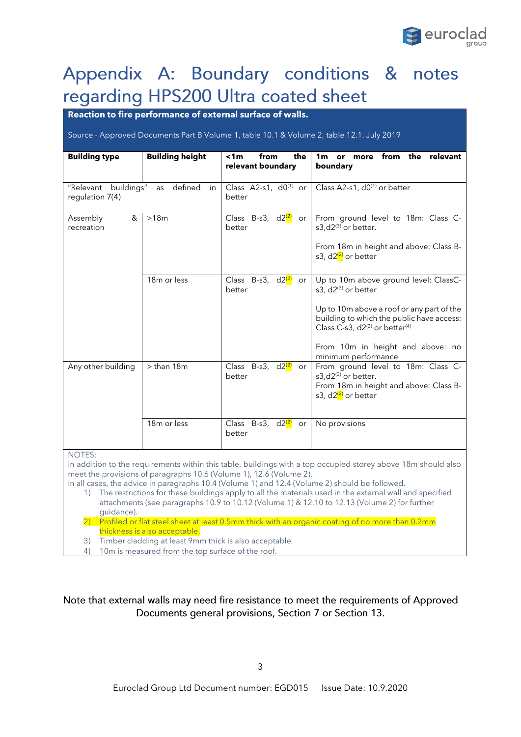# Appendix A: Boundary conditions & notes regarding HPS200 Ultra coated sheet

**Reaction to fire performance of external surface of walls.**

Source - Approved Documents Part B Volume 1, table 10.1 & Volume 2, table 12.1. July 2019

| Building type | Building height | <1m from the relevant boundary | 1m or more from the relevant boundary |
|---|---|---|---|
| "Relevant buildings" as defined in regulation 7(4) | | Class A2-s1, d0(1) or better | Class A2-s1, d0(1) or better |
| Assembly & recreation | >18m | Class B-s3, d2(2) or better | From ground level to 18m: Class C-s3,d2(3) or better.<br><br>From 18m in height and above: Class B-s3, d2(2) or better |
| | 18m or less | Class B-s3, d2(2) or better | Up to 10m above ground level: ClassC-s3, d2(3) or better<br><br>Up to 10m above a roof or any part of the building to which the public have access: Class C-s3, d2(3) or better(4)<br><br>From 10m in height and above: no minimum performance |
| Any other building | > than 18m | Class B-s3, d2(2) or better | From ground level to 18m: Class C-s3,d2(3) or better.<br>From 18m in height and above: Class B-s3, d2(2) or better |
| | 18m or less | Class B-s3, d2(2) or better | No provisions |

NOTES:

In addition to the requirements within this table, buildings with a top occupied storey above 18m should also meet the provisions of paragraphs 10.6 (Volume 1), 12.6 (Volume 2).

In all cases, the advice in paragraphs 10.4 (Volume 1) and 12.4 (Volume 2) should be followed.

1) The restrictions for these buildings apply to all the materials used in the external wall and specified attachments (see paragraphs 10.9 to 10.12 (Volume 1) & 12.10 to 12.13 (Volume 2) for further guidance).
2) Profiled or flat steel sheet at least 0.5mm thick with an organic coating of no more than 0.2mm thickness is also acceptable.
3) Timber cladding at least 9mm thick is also acceptable.
4) 10m is measured from the top surface of the roof.

Note that external walls may need fire resistance to meet the requirements of Approved Documents general provisions, Section 7 or Section 13.

Euroclad Group Ltd Document number: EGD015 Issue Date: 10.9.2020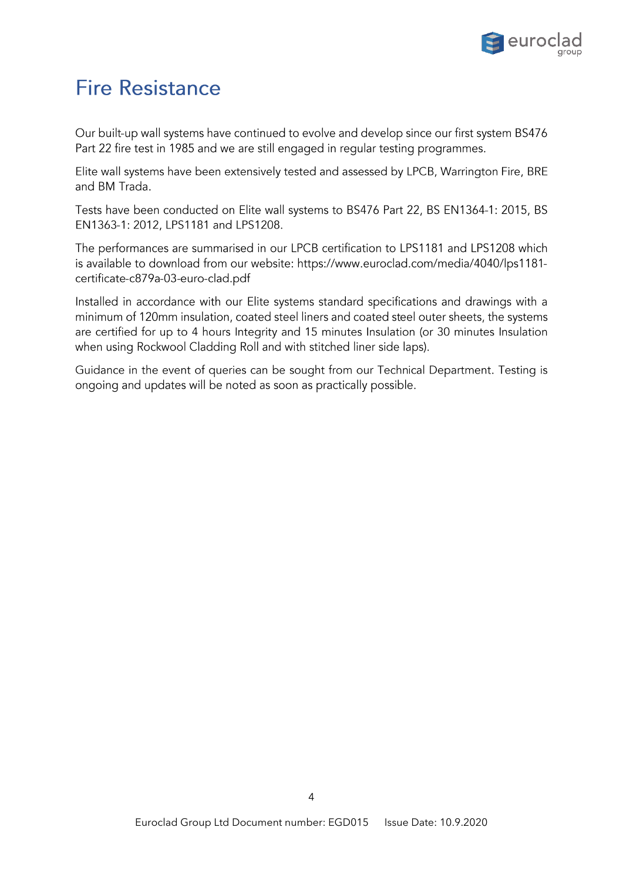# Fire Resistance

Our built-up wall systems have continued to evolve and develop since our first system BS476 Part 22 fire test in 1985 and we are still engaged in regular testing programmes.

Elite wall systems have been extensively tested and assessed by LPCB, Warrington Fire, BRE and BM Trada.

Tests have been conducted on Elite wall systems to BS476 Part 22, BS EN1364-1: 2015, BS EN1363-1: 2012, LPS1181 and LPS1208.

The performances are summarised in our LPCB certification to LPS1181 and LPS1208 which is available to download from our website: https://www.euroclad.com/media/4040/lps1181-certificate-c879a-03-euro-clad.pdf

Installed in accordance with our Elite systems standard specifications and drawings with a minimum of 120mm insulation, coated steel liners and coated steel outer sheets, the systems are certified for up to 4 hours Integrity and 15 minutes Insulation (or 30 minutes Insulation when using Rockwool Cladding Roll and with stitched liner side laps).

Guidance in the event of queries can be sought from our Technical Department. Testing is ongoing and updates will be noted as soon as practically possible.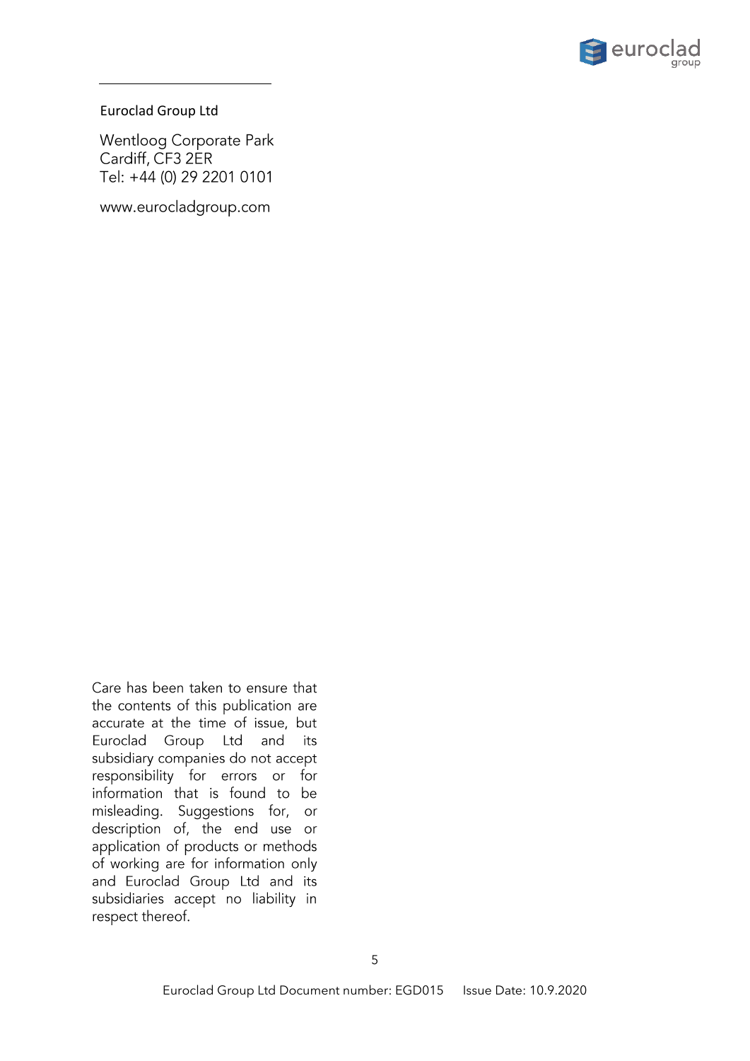Euroclad Group Ltd

Wentloog Corporate Park
Cardiff, CF3 2ER
Tel: +44 (0) 29 2201 0101

www.eurocladgroup.com

Care has been taken to ensure that the contents of this publication are accurate at the time of issue, but Euroclad Group Ltd and its subsidiary companies do not accept responsibility for errors or for information that is found to be misleading. Suggestions for, or description of, the end use or application of products or methods of working are for information only and Euroclad Group Ltd and its subsidiaries accept no liability in respect thereof.